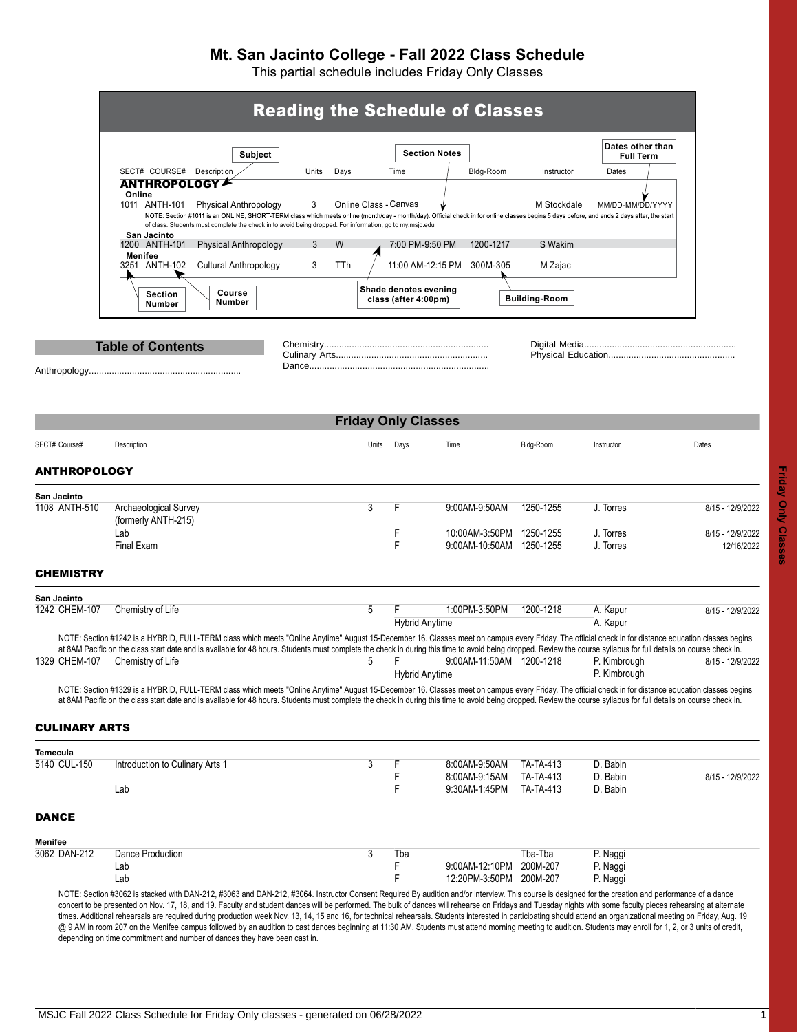# Mt. San Jacinto College - Fall 2022 Class Schedule

This partial schedule includes Friday Only Classes

## Reading the Schedule of Classes

Labels: Subject · Section Notes · Dates other than Full Term · Section Number · Course Number · Shade denotes evening class (after 4:00pm) · Building-Room

| SECT# | COURSE# | Description | Units | Days | Time | Bldg-Room | Instructor | Dates |
|---|---|---|---|---|---|---|---|---|
| **ANTHROPOLOGY** | | | | | | | | |
| **Online** | | | | | | | | |
| 1011 | ANTH-101 | Physical Anthropology | 3 | Online Class - Canvas | | | M Stockdale | MM/DD-MM/DD/YYYY |
| | | NOTE: Section #1011 is an ONLINE, SHORT-TERM class which meets online (month/day - month/day). Official check in for online classes begins 5 days before, and ends 2 days after, the start of class. Students must complete the check in to avoid being dropped. For information, go to my.msjc.edu | | | | | | |
| **San Jacinto** | | | | | | | | |
| 1200 | ANTH-101 | Physical Anthropology | 3 | W | 7:00 PM-9:50 PM | 1200-1217 | S Wakim | |
| **Menifee** | | | | | | | | |
| 3251 | ANTH-102 | Cultural Anthropology | 3 | TTh | 11:00 AM-12:15 PM | 300M-305 | M Zajac | |

## Table of Contents

- Anthropology
- Chemistry
- Culinary Arts
- Dance
- Digital Media
- Physical Education

## Friday Only Classes

| SECT# Course# | Description | Units | Days | Time | Bldg-Room | Instructor | Dates |
|---|---|---|---|---|---|---|---|
| **ANTHROPOLOGY** | | | | | | | |
| **San Jacinto** | | | | | | | |
| 1108 ANTH-510 | Archaeological Survey (formerly ANTH-215) | 3 | F | 9:00AM-9:50AM | 1250-1255 | J. Torres | 8/15 - 12/9/2022 |
| | Lab | | F | 10:00AM-3:50PM | 1250-1255 | J. Torres | 8/15 - 12/9/2022 |
| | Final Exam | | F | 9:00AM-10:50AM | 1250-1255 | J. Torres | 12/16/2022 |
| **CHEMISTRY** | | | | | | | |
| **San Jacinto** | | | | | | | |
| 1242 CHEM-107 | Chemistry of Life | 5 | F | 1:00PM-3:50PM | 1200-1218 | A. Kapur | 8/15 - 12/9/2022 |
| | | | Hybrid Anytime | | | A. Kapur | |

NOTE: Section #1242 is a HYBRID, FULL-TERM class which meets "Online Anytime" August 15-December 16. Classes meet on campus every Friday. The official check in for distance education classes begins at 8AM Pacific on the class start date and is available for 48 hours. Students must complete the check in during this time to avoid being dropped. Review the course syllabus for full details on course check in.

| SECT# Course# | Description | Units | Days | Time | Bldg-Room | Instructor | Dates |
|---|---|---|---|---|---|---|---|
| 1329 CHEM-107 | Chemistry of Life | 5 | F | 9:00AM-11:50AM | 1200-1218 | P. Kimbrough | 8/15 - 12/9/2022 |
| | | | Hybrid Anytime | | | P. Kimbrough | |

NOTE: Section #1329 is a HYBRID, FULL-TERM class which meets "Online Anytime" August 15-December 16. Classes meet on campus every Friday. The official check in for distance education classes begins at 8AM Pacific on the class start date and is available for 48 hours. Students must complete the check in during this time to avoid being dropped. Review the course syllabus for full details on course check in.

| SECT# Course# | Description | Units | Days | Time | Bldg-Room | Instructor | Dates |
|---|---|---|---|---|---|---|---|
| **CULINARY ARTS** | | | | | | | |
| **Temecula** | | | | | | | |
| 5140 CUL-150 | Introduction to Culinary Arts 1 | 3 | F | 8:00AM-9:50AM | TA-TA-413 | D. Babin | |
| | | | F | 8:00AM-9:15AM | TA-TA-413 | D. Babin | 8/15 - 12/9/2022 |
| | Lab | | F | 9:30AM-1:45PM | TA-TA-413 | D. Babin | |
| **DANCE** | | | | | | | |
| **Menifee** | | | | | | | |
| 3062 DAN-212 | Dance Production | 3 | Tba | | Tba-Tba | P. Naggi | |
| | Lab | | F | 9:00AM-12:10PM | 200M-207 | P. Naggi | |
| | Lab | | F | 12:20PM-3:50PM | 200M-207 | P. Naggi | |

NOTE: Section #3062 is stacked with DAN-212, #3063 and DAN-212, #3064. Instructor Consent Required By audition and/or interview. This course is designed for the creation and performance of a dance concert to be presented on Nov. 17, 18, and 19. Faculty and student dances will be performed. The bulk of dances will rehearse on Fridays and Tuesday nights with some faculty pieces rehearsing at alternate times. Additional rehearsals are required during production week Nov. 13, 14, 15 and 16, for technical rehearsals. Students interested in participating should attend an organizational meeting on Friday, Aug. 19 @ 9 AM in room 207 on the Menifee campus followed by an audition to cast dances beginning at 11:30 AM. Students must attend morning meeting to audition. Students may enroll for 1, 2, or 3 units of credit, depending on time commitment and number of dances they have been cast in.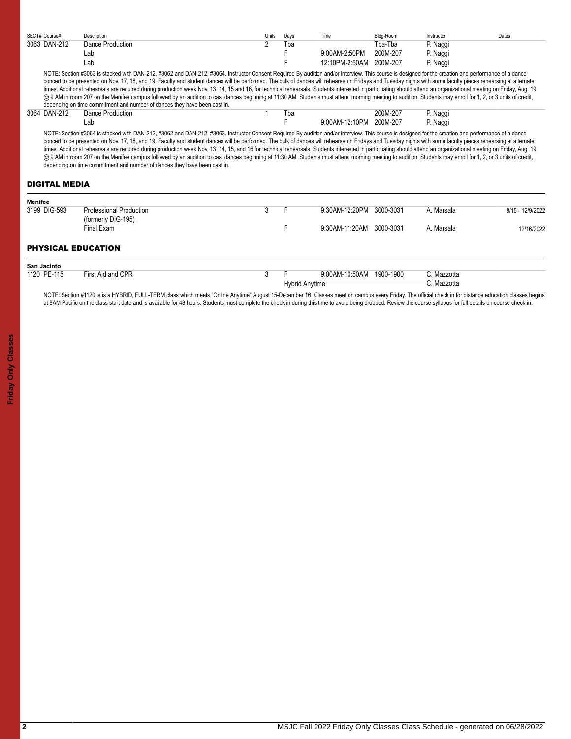| SECT# Course# | Description | Units | Days | Time | Bldg-Room | Instructor | Dates |
|---|---|---|---|---|---|---|---|
| 3063 DAN-212 | Dance Production | 2 | Tba | | Tba-Tba | P. Naggi | |
| | Lab | | F | 9:00AM-2:50PM | 200M-207 | P. Naggi | |
| | Lab | | F | 12:10PM-2:50AM | 200M-207 | P. Naggi | |

NOTE: Section #3063 is stacked with DAN-212, #3062 and DAN-212, #3064. Instructor Consent Required By audition and/or interview. This course is designed for the creation and performance of a dance concert to be presented on Nov. 17, 18, and 19. Faculty and student dances will be performed. The bulk of dances will rehearse on Fridays and Tuesday nights with some faculty pieces rehearsing at alternate times. Additional rehearsals are required during production week Nov. 13, 14, 15 and 16, for technical rehearsals. Students interested in participating should attend an organizational meeting on Friday, Aug. 19 @ 9 AM in room 207 on the Menifee campus followed by an audition to cast dances beginning at 11:30 AM. Students must attend morning meeting to audition. Students may enroll for 1, 2, or 3 units of credit, depending on time commitment and number of dances they have been cast in.

| SECT# Course# | Description | Units | Days | Time | Bldg-Room | Instructor | Dates |
|---|---|---|---|---|---|---|---|
| 3064 DAN-212 | Dance Production | 1 | Tba | | 200M-207 | P. Naggi | |
| | Lab | | F | 9:00AM-12:10PM | 200M-207 | P. Naggi | |

NOTE: Section #3064 is stacked with DAN-212, #3062 and DAN-212, #3063. Instructor Consent Required By audition and/or interview. This course is designed for the creation and performance of a dance concert to be presented on Nov. 17, 18, and 19. Faculty and student dances will be performed. The bulk of dances will rehearse on Fridays and Tuesday nights with some faculty pieces rehearsing at alternate times. Additional rehearsals are required during production week Nov. 13, 14, 15, and 16 for technical rehearsals. Students interested in participating should attend an organizational meeting on Friday, Aug. 19 @ 9 AM in room 207 on the Menifee campus followed by an audition to cast dances beginning at 11:30 AM. Students must attend morning meeting to audition. Students may enroll for 1, 2, or 3 units of credit, depending on time commitment and number of dances they have been cast in.

## DIGITAL MEDIA

**Menifee**

| SECT# Course# | Description | Units | Days | Time | Bldg-Room | Instructor | Dates |
|---|---|---|---|---|---|---|---|
| 3199 DIG-593 | Professional Production (formerly DIG-195) | 3 | F | 9:30AM-12:20PM | 3000-3031 | A. Marsala | 8/15 - 12/9/2022 |
| | Final Exam | | F | 9:30AM-11:20AM | 3000-3031 | A. Marsala | 12/16/2022 |

## PHYSICAL EDUCATION

**San Jacinto**

| SECT# Course# | Description | Units | Days | Time | Bldg-Room | Instructor | Dates |
|---|---|---|---|---|---|---|---|
| 1120 PE-115 | First Aid and CPR | 3 | F | 9:00AM-10:50AM | 1900-1900 | C. Mazzotta | |
| | | | Hybrid Anytime | | | C. Mazzotta | |

NOTE: Section #1120 is is a HYBRID, FULL-TERM class which meets "Online Anytime" August 15-December 16. Classes meet on campus every Friday. The official check in for distance education classes begins at 8AM Pacific on the class start date and is available for 48 hours. Students must complete the check in during this time to avoid being dropped. Review the course syllabus for full details on course check in.